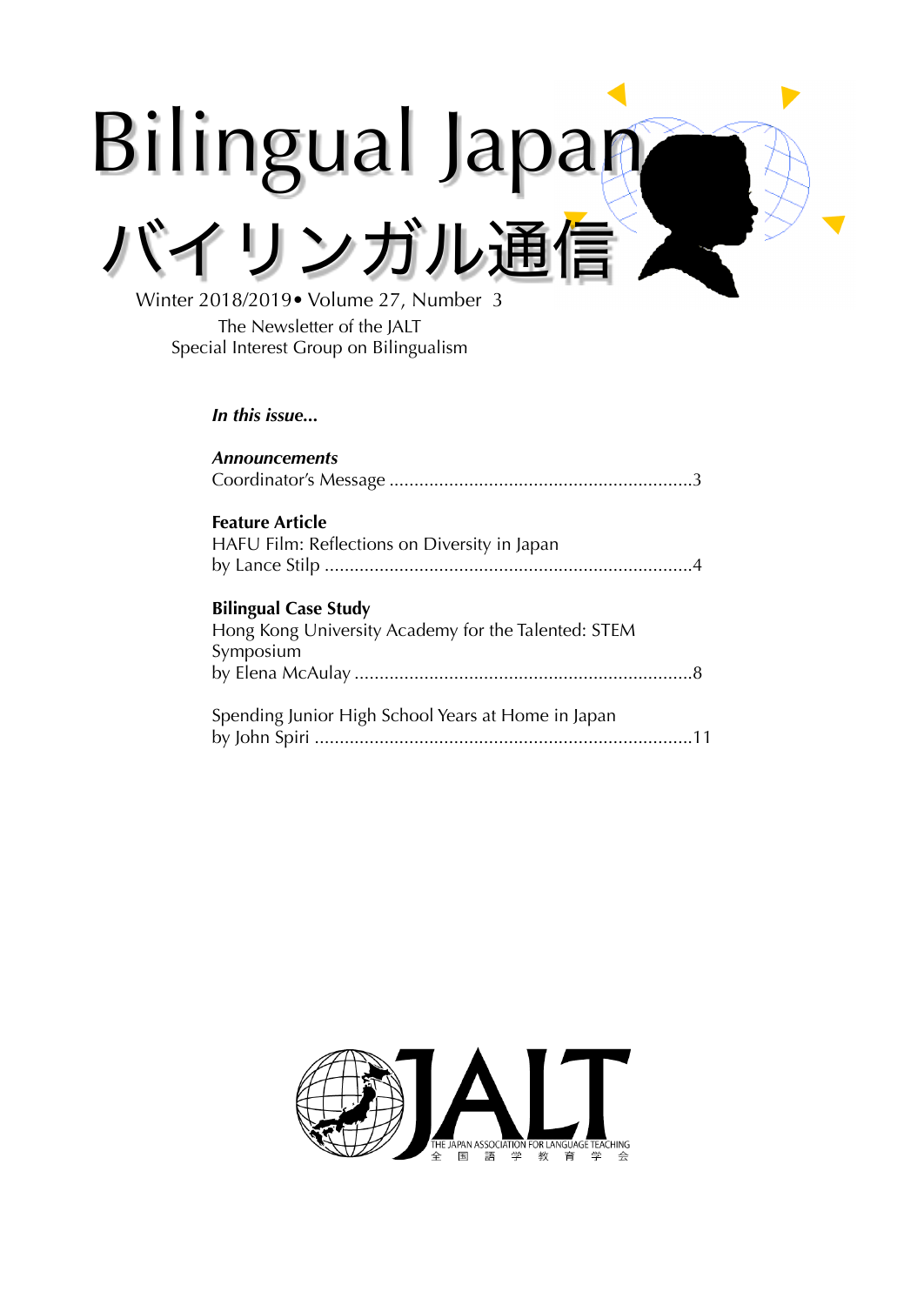# Bilingual Japan

# バイリンガル通信

Winter 2018/2019• Volume 27, Number 3

The Newsletter of the JALT
Special Interest Group on Bilingualism

***In this issue...***

***Announcements***
Coordinator's Message ............................................................3

**Feature Article**
HAFU Film: Reflections on Diversity in Japan
by Lance Stilp ..........................................................................4

**Bilingual Case Study**
Hong Kong University Academy for the Talented: STEM Symposium
by Elena McAulay ....................................................................8

Spending Junior High School Years at Home in Japan
by John Spiri ............................................................................11

JALT
THE JAPAN ASSOCIATION FOR LANGUAGE TEACHING
全 国 語 学 教 育 学 会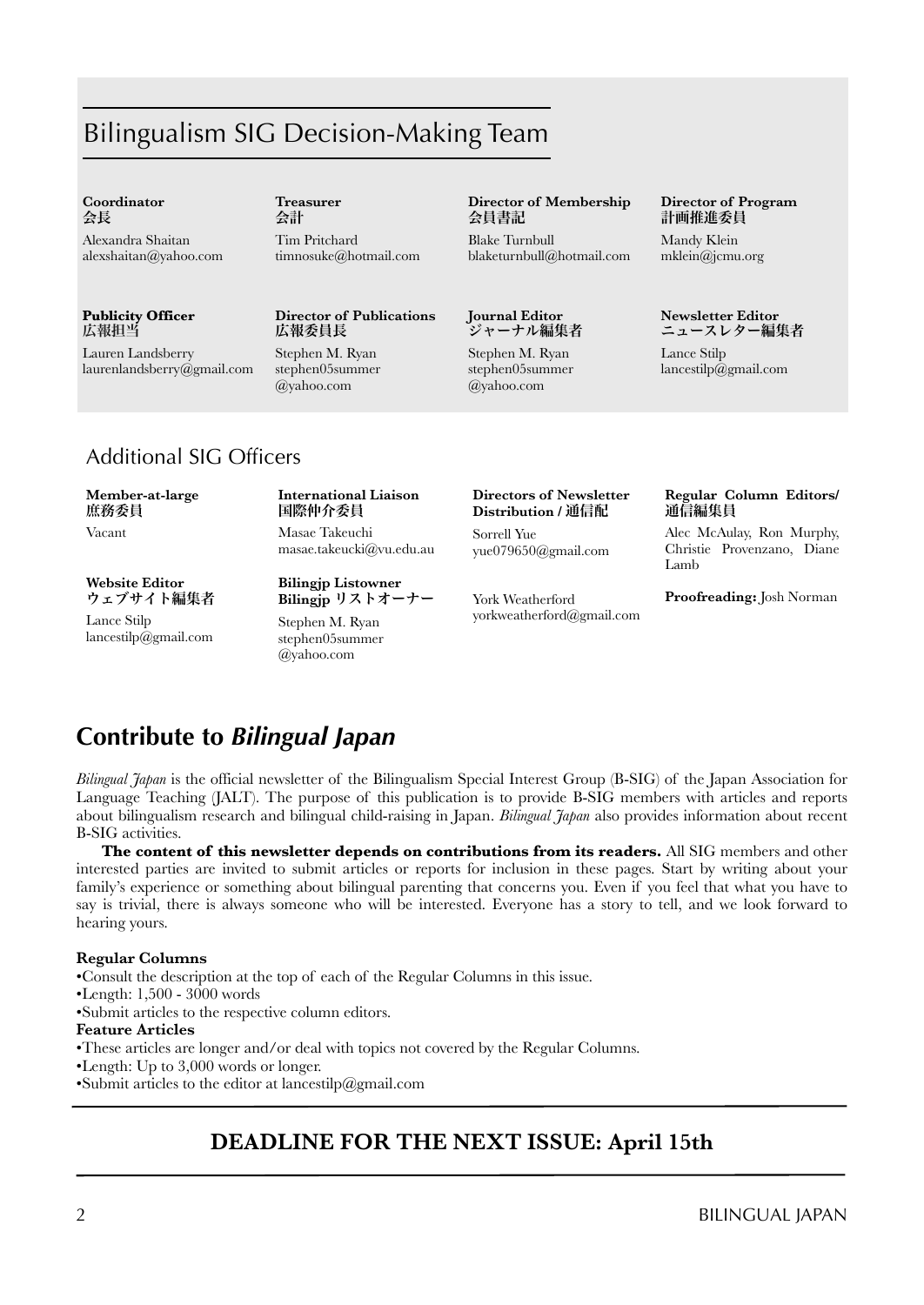## Bilingualism SIG Decision-Making Team

**Coordinator**
**会長**
Alexandra Shaitan
alexshaitan@yahoo.com

**Treasurer**
**会計**
Tim Pritchard
timnosuke@hotmail.com

**Director of Membership**
**会員書記**
Blake Turnbull
blaketurnbull@hotmail.com

**Director of Program**
**計画推進委員**
Mandy Klein
mklein@jcmu.org

**Publicity Officer**
**広報担当**
Lauren Landsberry
laurenlandsberry@gmail.com

**Director of Publications**
**広報委員長**
Stephen M. Ryan
stephen05summer@yahoo.com

**Journal Editor**
**ジャーナル編集者**
Stephen M. Ryan
stephen05summer@yahoo.com

**Newsletter Editor**
**ニュースレター編集者**
Lance Stilp
lancestilp@gmail.com

## Additional SIG Officers

**Member-at-large**
**庶務委員**
Vacant

**Website Editor**
**ウェブサイト編集者**
Lance Stilp
lancestilp@gmail.com

**International Liaison**
**国際仲介委員**
Masae Takeuchi
masae.takeucki@vu.edu.au

**Bilingjp Listowner**
**Bilingjp リストオーナー**
Stephen M. Ryan
stephen05summer@yahoo.com

**Directors of Newsletter Distribution / 通信配**
Sorrell Yue
yue079650@gmail.com

York Weatherford
yorkweatherford@gmail.com

**Regular Column Editors/**
**通信編集員**
Alec McAulay, Ron Murphy, Christie Provenzano, Diane Lamb

**Proofreading:** Josh Norman

# Contribute to *Bilingual Japan*

*Bilingual Japan* is the official newsletter of the Bilingualism Special Interest Group (B-SIG) of the Japan Association for Language Teaching (JALT). The purpose of this publication is to provide B-SIG members with articles and reports about bilingualism research and bilingual child-raising in Japan. *Bilingual Japan* also provides information about recent B-SIG activities.

**The content of this newsletter depends on contributions from its readers.** All SIG members and other interested parties are invited to submit articles or reports for inclusion in these pages. Start by writing about your family's experience or something about bilingual parenting that concerns you. Even if you feel that what you have to say is trivial, there is always someone who will be interested. Everyone has a story to tell, and we look forward to hearing yours.

**Regular Columns**
- Consult the description at the top of each of the Regular Columns in this issue.
- Length: 1,500 - 3000 words
- Submit articles to the respective column editors.

**Feature Articles**
- These articles are longer and/or deal with topics not covered by the Regular Columns.
- Length: Up to 3,000 words or longer.
- Submit articles to the editor at lancestilp@gmail.com

## DEADLINE FOR THE NEXT ISSUE: April 15th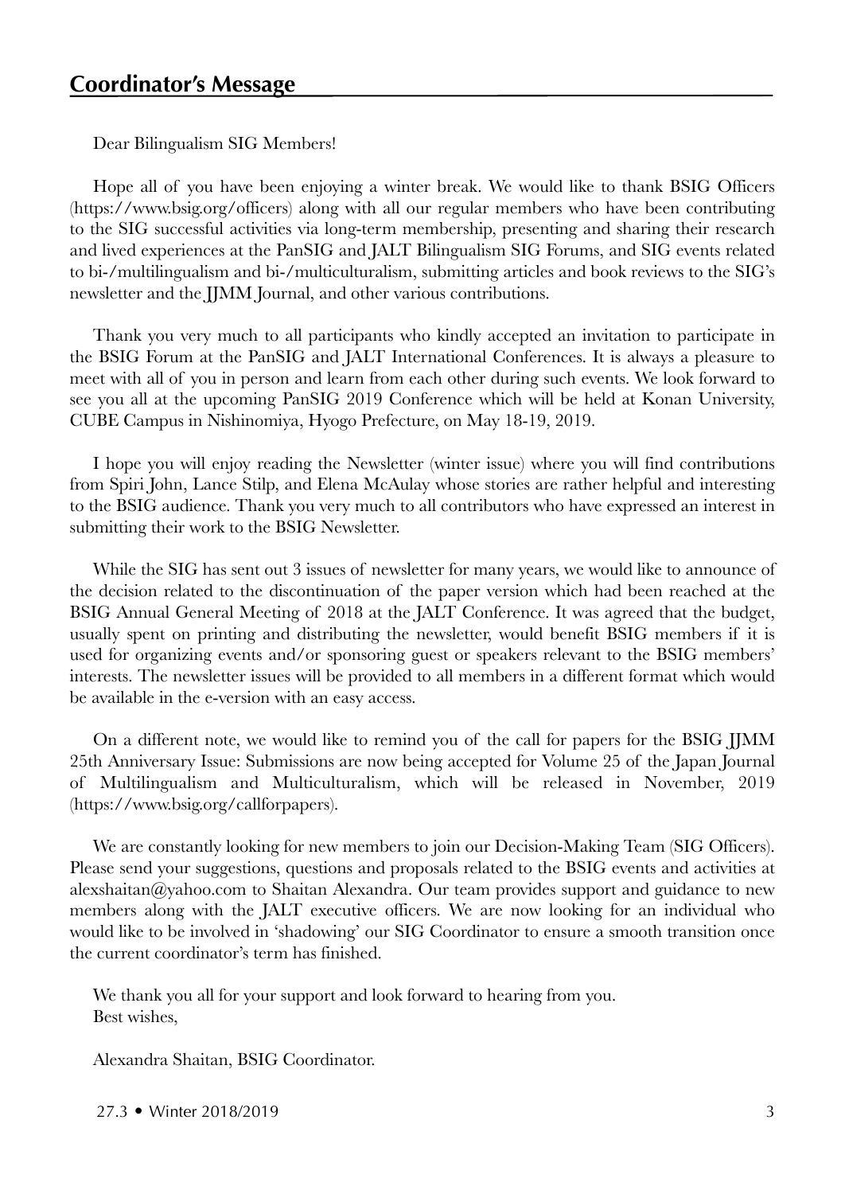## Coordinator's Message

Dear Bilingualism SIG Members!

Hope all of you have been enjoying a winter break. We would like to thank BSIG Officers (https://www.bsig.org/officers) along with all our regular members who have been contributing to the SIG successful activities via long-term membership, presenting and sharing their research and lived experiences at the PanSIG and JALT Bilingualism SIG Forums, and SIG events related to bi-/multilingualism and bi-/multiculturalism, submitting articles and book reviews to the SIG's newsletter and the JJMM Journal, and other various contributions.

Thank you very much to all participants who kindly accepted an invitation to participate in the BSIG Forum at the PanSIG and JALT International Conferences. It is always a pleasure to meet with all of you in person and learn from each other during such events. We look forward to see you all at the upcoming PanSIG 2019 Conference which will be held at Konan University, CUBE Campus in Nishinomiya, Hyogo Prefecture, on May 18-19, 2019.

I hope you will enjoy reading the Newsletter (winter issue) where you will find contributions from Spiri John, Lance Stilp, and Elena McAulay whose stories are rather helpful and interesting to the BSIG audience. Thank you very much to all contributors who have expressed an interest in submitting their work to the BSIG Newsletter.

While the SIG has sent out 3 issues of newsletter for many years, we would like to announce of the decision related to the discontinuation of the paper version which had been reached at the BSIG Annual General Meeting of 2018 at the JALT Conference. It was agreed that the budget, usually spent on printing and distributing the newsletter, would benefit BSIG members if it is used for organizing events and/or sponsoring guest or speakers relevant to the BSIG members' interests. The newsletter issues will be provided to all members in a different format which would be available in the e-version with an easy access.

On a different note, we would like to remind you of the call for papers for the BSIG JJMM 25th Anniversary Issue: Submissions are now being accepted for Volume 25 of the Japan Journal of Multilingualism and Multiculturalism, which will be released in November, 2019 (https://www.bsig.org/callforpapers).

We are constantly looking for new members to join our Decision-Making Team (SIG Officers). Please send your suggestions, questions and proposals related to the BSIG events and activities at alexshaitan@yahoo.com to Shaitan Alexandra. Our team provides support and guidance to new members along with the JALT executive officers. We are now looking for an individual who would like to be involved in 'shadowing' our SIG Coordinator to ensure a smooth transition once the current coordinator's term has finished.

We thank you all for your support and look forward to hearing from you.
Best wishes,

Alexandra Shaitan, BSIG Coordinator.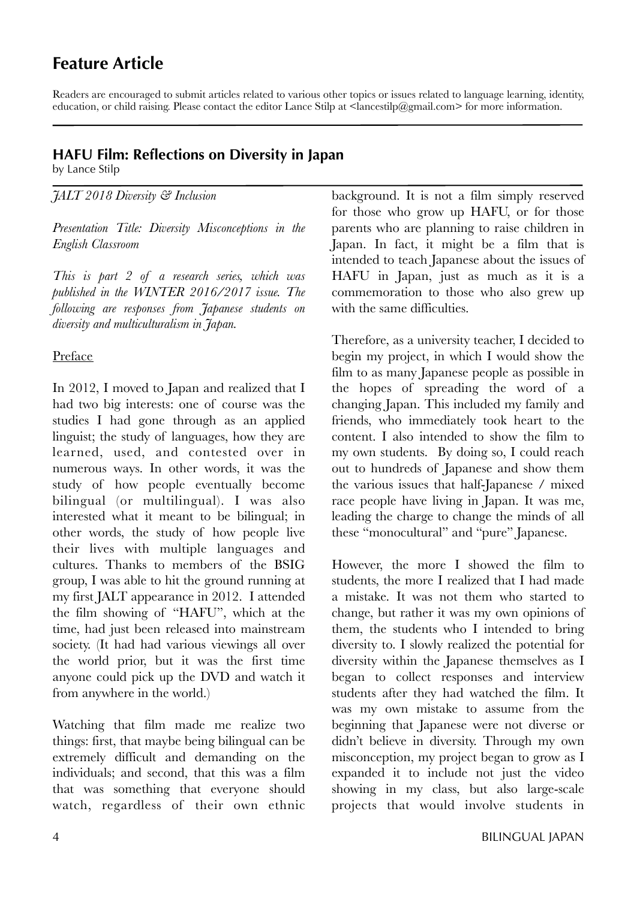# Feature Article

Readers are encouraged to submit articles related to various other topics or issues related to language learning, identity, education, or child raising. Please contact the editor Lance Stilp at <lancestilp@gmail.com> for more information.

## HAFU Film: Reflections on Diversity in Japan

by Lance Stilp

*JALT 2018 Diversity & Inclusion*

*Presentation Title: Diversity Misconceptions in the English Classroom*

*This is part 2 of a research series, which was published in the WINTER 2016/2017 issue. The following are responses from Japanese students on diversity and multiculturalism in Japan.*

### Preface

In 2012, I moved to Japan and realized that I had two big interests: one of course was the studies I had gone through as an applied linguist; the study of languages, how they are learned, used, and contested over in numerous ways. In other words, it was the study of how people eventually become bilingual (or multilingual). I was also interested what it meant to be bilingual; in other words, the study of how people live their lives with multiple languages and cultures. Thanks to members of the BSIG group, I was able to hit the ground running at my first JALT appearance in 2012. I attended the film showing of "HAFU", which at the time, had just been released into mainstream society. (It had had various viewings all over the world prior, but it was the first time anyone could pick up the DVD and watch it from anywhere in the world.)

Watching that film made me realize two things: first, that maybe being bilingual can be extremely difficult and demanding on the individuals; and second, that this was a film that was something that everyone should watch, regardless of their own ethnic background. It is not a film simply reserved for those who grow up HAFU, or for those parents who are planning to raise children in Japan. In fact, it might be a film that is intended to teach Japanese about the issues of HAFU in Japan, just as much as it is a commemoration to those who also grew up with the same difficulties.

Therefore, as a university teacher, I decided to begin my project, in which I would show the film to as many Japanese people as possible in the hopes of spreading the word of a changing Japan. This included my family and friends, who immediately took heart to the content. I also intended to show the film to my own students. By doing so, I could reach out to hundreds of Japanese and show them the various issues that half-Japanese / mixed race people have living in Japan. It was me, leading the charge to change the minds of all these "monocultural" and "pure" Japanese.

However, the more I showed the film to students, the more I realized that I had made a mistake. It was not them who started to change, but rather it was my own opinions of them, the students who I intended to bring diversity to. I slowly realized the potential for diversity within the Japanese themselves as I began to collect responses and interview students after they had watched the film. It was my own mistake to assume from the beginning that Japanese were not diverse or didn't believe in diversity. Through my own misconception, my project began to grow as I expanded it to include not just the video showing in my class, but also large-scale projects that would involve students in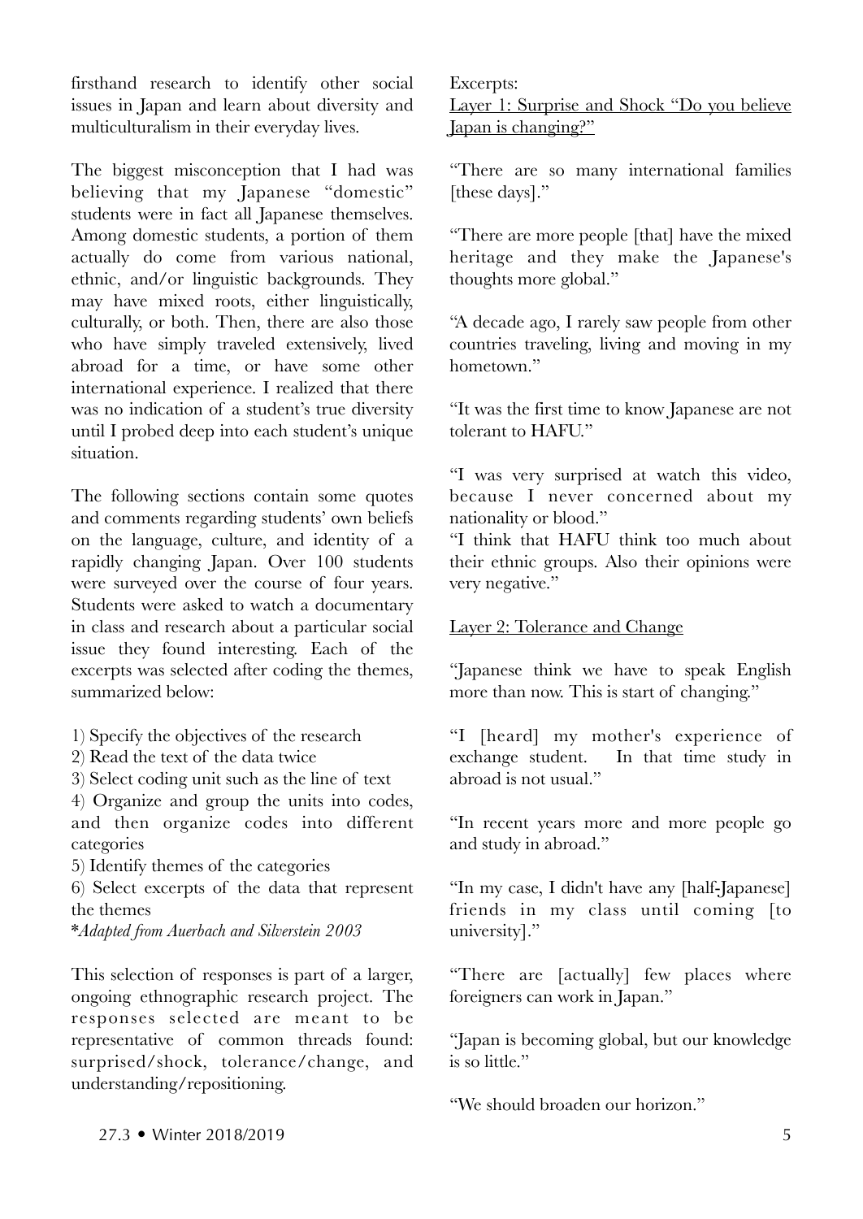firsthand research to identify other social issues in Japan and learn about diversity and multiculturalism in their everyday lives.

The biggest misconception that I had was believing that my Japanese "domestic" students were in fact all Japanese themselves. Among domestic students, a portion of them actually do come from various national, ethnic, and/or linguistic backgrounds. They may have mixed roots, either linguistically, culturally, or both. Then, there are also those who have simply traveled extensively, lived abroad for a time, or have some other international experience. I realized that there was no indication of a student's true diversity until I probed deep into each student's unique situation.

The following sections contain some quotes and comments regarding students' own beliefs on the language, culture, and identity of a rapidly changing Japan. Over 100 students were surveyed over the course of four years. Students were asked to watch a documentary in class and research about a particular social issue they found interesting. Each of the excerpts was selected after coding the themes, summarized below:

1) Specify the objectives of the research
2) Read the text of the data twice
3) Select coding unit such as the line of text
4) Organize and group the units into codes, and then organize codes into different categories
5) Identify themes of the categories
6) Select excerpts of the data that represent the themes
**Adapted from Auerbach and Silverstein 2003*

This selection of responses is part of a larger, ongoing ethnographic research project. The responses selected are meant to be representative of common threads found: surprised/shock, tolerance/change, and understanding/repositioning.

Excerpts:

<u>Layer 1: Surprise and Shock "Do you believe Japan is changing?"</u>

"There are so many international families [these days]."

"There are more people [that] have the mixed heritage and they make the Japanese's thoughts more global."

"A decade ago, I rarely saw people from other countries traveling, living and moving in my hometown."

"It was the first time to know Japanese are not tolerant to HAFU."

"I was very surprised at watch this video, because I never concerned about my nationality or blood."

"I think that HAFU think too much about their ethnic groups. Also their opinions were very negative."

<u>Layer 2: Tolerance and Change</u>

"Japanese think we have to speak English more than now. This is start of changing."

"I [heard] my mother's experience of exchange student. In that time study in abroad is not usual."

"In recent years more and more people go and study in abroad."

"In my case, I didn't have any [half-Japanese] friends in my class until coming [to university]."

"There are [actually] few places where foreigners can work in Japan."

"Japan is becoming global, but our knowledge is so little."

"We should broaden our horizon."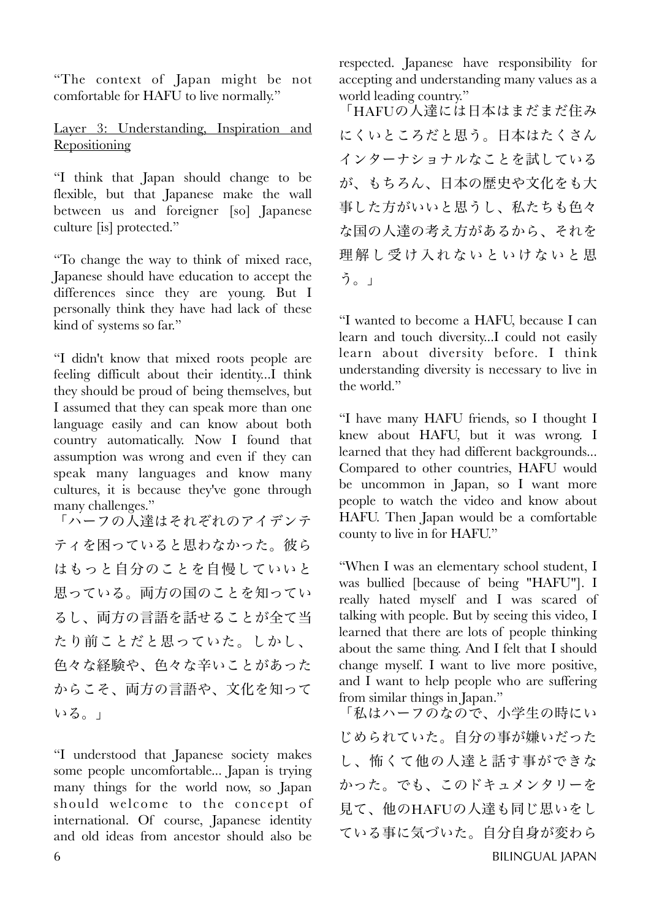"The context of Japan might be not comfortable for HAFU to live normally."

Layer 3: Understanding, Inspiration and Repositioning

"I think that Japan should change to be flexible, but that Japanese make the wall between us and foreigner [so] Japanese culture [is] protected."

"To change the way to think of mixed race, Japanese should have education to accept the differences since they are young. But I personally think they have had lack of these kind of systems so far."

"I didn't know that mixed roots people are feeling difficult about their identity...I think they should be proud of being themselves, but I assumed that they can speak more than one language easily and can know about both country automatically. Now I found that assumption was wrong and even if they can speak many languages and know many cultures, it is because they've gone through many challenges."
「ハーフの人達はそれぞれのアイデンティティを困っていると思わなかった。彼らはもっと自分のことを自慢していいと思っている。両方の国のことを知っているし、両方の言語を話せることが全て当たり前ことだと思っていた。しかし、色々な経験や、色々な辛いことがあったからこそ、両方の言語や、文化を知っている。」

"I understood that Japanese society makes some people uncomfortable... Japan is trying many things for the world now, so Japan should welcome to the concept of international. Of course, Japanese identity and old ideas from ancestor should also be respected. Japanese have responsibility for accepting and understanding many values as a world leading country."
「HAFUの人達には日本はまだまだ住みにくいところだと思う。日本はたくさんインターナショナルなことを試しているが、もちろん、日本の歴史や文化をも大事した方がいいと思うし、私たちも色々な国の人達の考え方があるから、それを理解し受け入れないといけないと思う。」

"I wanted to become a HAFU, because I can learn and touch diversity...I could not easily learn about diversity before. I think understanding diversity is necessary to live in the world."

"I have many HAFU friends, so I thought I knew about HAFU, but it was wrong. I learned that they had different backgrounds... Compared to other countries, HAFU would be uncommon in Japan, so I want more people to watch the video and know about HAFU. Then Japan would be a comfortable county to live in for HAFU."

"When I was an elementary school student, I was bullied [because of being "HAFU"]. I really hated myself and I was scared of talking with people. But by seeing this video, I learned that there are lots of people thinking about the same thing. And I felt that I should change myself. I want to live more positive, and I want to help people who are suffering from similar things in Japan."
「私はハーフのなので、小学生の時にいじめられていた。自分の事が嫌いだったし、怖くて他の人達と話す事ができなかった。でも、このドキュメンタリーを見て、他のHAFUの人達も同じ思いをしている事に気づいた。自分自身が変わら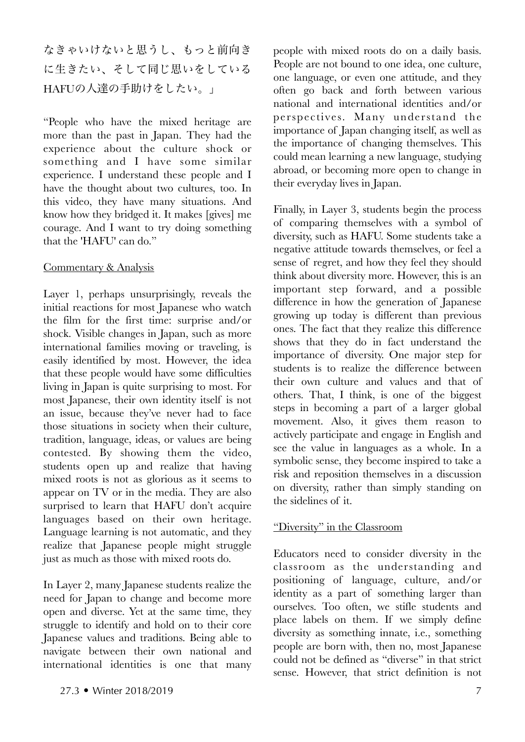なきゃいけないと思うし、もっと前向きに生きたい、そして同じ思いをしているHAFUの人達の手助けをしたい。」

"People who have the mixed heritage are more than the past in Japan. They had the experience about the culture shock or something and I have some similar experience. I understand these people and I have the thought about two cultures, too. In this video, they have many situations. And know how they bridged it. It makes [gives] me courage. And I want to try doing something that the 'HAFU' can do."

<u>Commentary & Analysis</u>

Layer 1, perhaps unsurprisingly, reveals the initial reactions for most Japanese who watch the film for the first time: surprise and/or shock. Visible changes in Japan, such as more international families moving or traveling, is easily identified by most. However, the idea that these people would have some difficulties living in Japan is quite surprising to most. For most Japanese, their own identity itself is not an issue, because they've never had to face those situations in society when their culture, tradition, language, ideas, or values are being contested. By showing them the video, students open up and realize that having mixed roots is not as glorious as it seems to appear on TV or in the media. They are also surprised to learn that HAFU don't acquire languages based on their own heritage. Language learning is not automatic, and they realize that Japanese people might struggle just as much as those with mixed roots do.

In Layer 2, many Japanese students realize the need for Japan to change and become more open and diverse. Yet at the same time, they struggle to identify and hold on to their core Japanese values and traditions. Being able to navigate between their own national and international identities is one that many people with mixed roots do on a daily basis. People are not bound to one idea, one culture, one language, or even one attitude, and they often go back and forth between various national and international identities and/or perspectives. Many understand the importance of Japan changing itself, as well as the importance of changing themselves. This could mean learning a new language, studying abroad, or becoming more open to change in their everyday lives in Japan.

Finally, in Layer 3, students begin the process of comparing themselves with a symbol of diversity, such as HAFU. Some students take a negative attitude towards themselves, or feel a sense of regret, and how they feel they should think about diversity more. However, this is an important step forward, and a possible difference in how the generation of Japanese growing up today is different than previous ones. The fact that they realize this difference shows that they do in fact understand the importance of diversity. One major step for students is to realize the difference between their own culture and values and that of others. That, I think, is one of the biggest steps in becoming a part of a larger global movement. Also, it gives them reason to actively participate and engage in English and see the value in languages as a whole. In a symbolic sense, they become inspired to take a risk and reposition themselves in a discussion on diversity, rather than simply standing on the sidelines of it.

<u>"Diversity" in the Classroom</u>

Educators need to consider diversity in the classroom as the understanding and positioning of language, culture, and/or identity as a part of something larger than ourselves. Too often, we stifle students and place labels on them. If we simply define diversity as something innate, i.e., something people are born with, then no, most Japanese could not be defined as "diverse" in that strict sense. However, that strict definition is not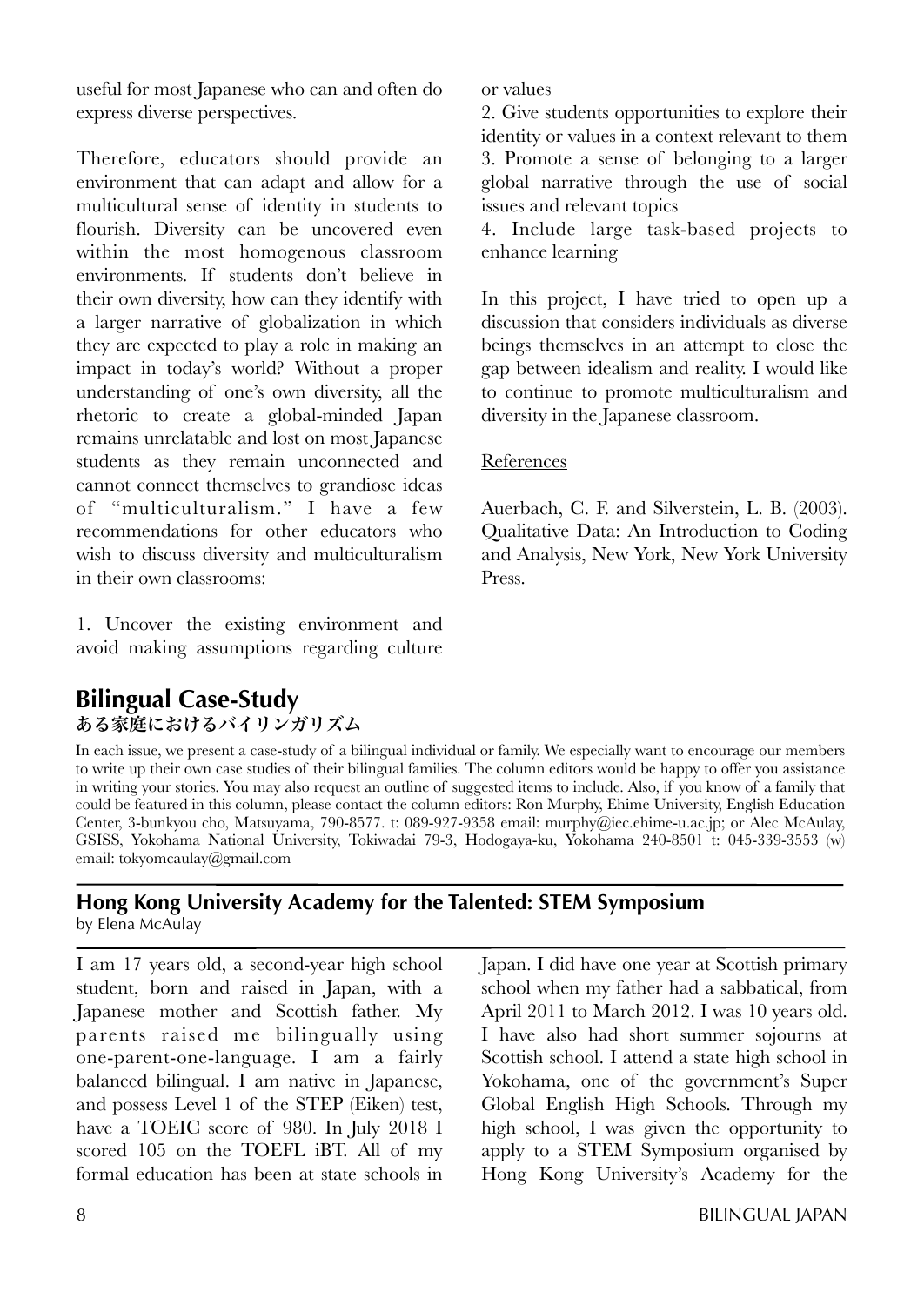useful for most Japanese who can and often do express diverse perspectives.

Therefore, educators should provide an environment that can adapt and allow for a multicultural sense of identity in students to flourish. Diversity can be uncovered even within the most homogenous classroom environments. If students don't believe in their own diversity, how can they identify with a larger narrative of globalization in which they are expected to play a role in making an impact in today's world? Without a proper understanding of one's own diversity, all the rhetoric to create a global-minded Japan remains unrelatable and lost on most Japanese students as they remain unconnected and cannot connect themselves to grandiose ideas of "multiculturalism." I have a few recommendations for other educators who wish to discuss diversity and multiculturalism in their own classrooms:

1. Uncover the existing environment and avoid making assumptions regarding culture or values
2. Give students opportunities to explore their identity or values in a context relevant to them
3. Promote a sense of belonging to a larger global narrative through the use of social issues and relevant topics
4. Include large task-based projects to enhance learning

In this project, I have tried to open up a discussion that considers individuals as diverse beings themselves in an attempt to close the gap between idealism and reality. I would like to continue to promote multiculturalism and diversity in the Japanese classroom.

References

Auerbach, C. F. and Silverstein, L. B. (2003). Qualitative Data: An Introduction to Coding and Analysis, New York, New York University Press.

# Bilingual Case-Study
## ある家庭におけるバイリンガリズム

In each issue, we present a case-study of a bilingual individual or family. We especially want to encourage our members to write up their own case studies of their bilingual families. The column editors would be happy to offer you assistance in writing your stories. You may also request an outline of suggested items to include. Also, if you know of a family that could be featured in this column, please contact the column editors: Ron Murphy, Ehime University, English Education Center, 3-bunkyou cho, Matsuyama, 790-8577. t: 089-927-9358 email: murphy@iec.ehime-u.ac.jp; or Alec McAulay, GSISS, Yokohama National University, Tokiwadai 79-3, Hodogaya-ku, Yokohama 240-8501 t: 045-339-3553 (w) email: tokyomcaulay@gmail.com

## Hong Kong University Academy for the Talented: STEM Symposium

by Elena McAulay

I am 17 years old, a second-year high school student, born and raised in Japan, with a Japanese mother and Scottish father. My parents raised me bilingually using one-parent-one-language. I am a fairly balanced bilingual. I am native in Japanese, and possess Level 1 of the STEP (Eiken) test, have a TOEIC score of 980. In July 2018 I scored 105 on the TOEFL iBT. All of my formal education has been at state schools in Japan. I did have one year at Scottish primary school when my father had a sabbatical, from April 2011 to March 2012. I was 10 years old. I have also had short summer sojourns at Scottish school. I attend a state high school in Yokohama, one of the government's Super Global English High Schools. Through my high school, I was given the opportunity to apply to a STEM Symposium organised by Hong Kong University's Academy for the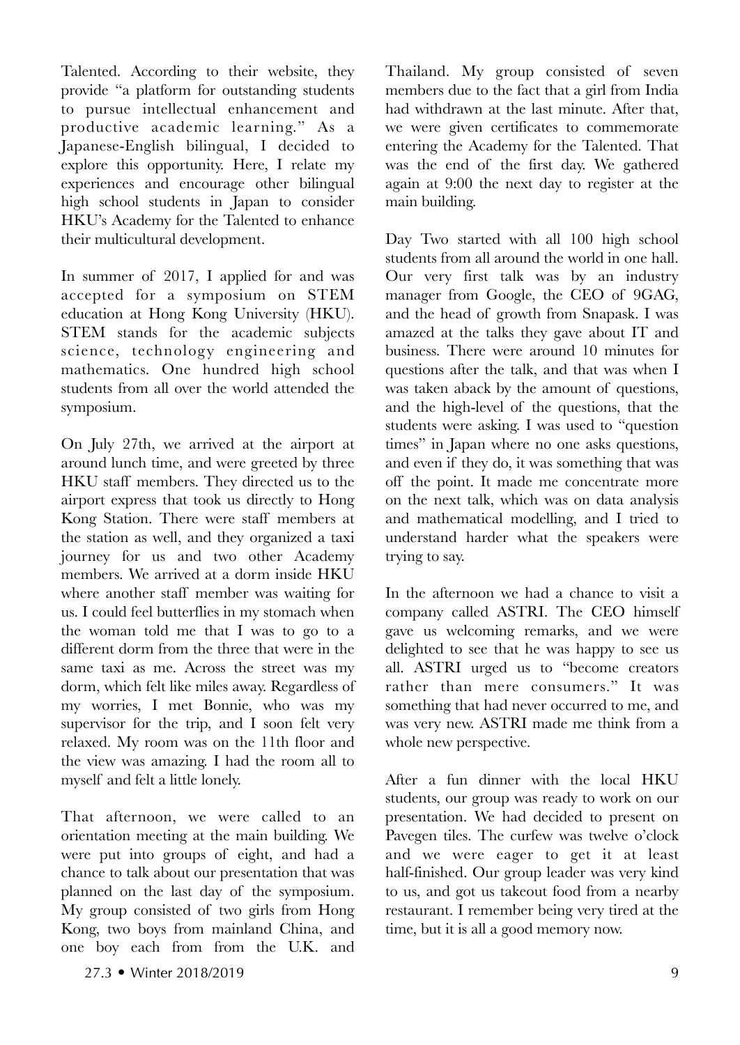Talented. According to their website, they provide "a platform for outstanding students to pursue intellectual enhancement and productive academic learning." As a Japanese-English bilingual, I decided to explore this opportunity. Here, I relate my experiences and encourage other bilingual high school students in Japan to consider HKU's Academy for the Talented to enhance their multicultural development.

In summer of 2017, I applied for and was accepted for a symposium on STEM education at Hong Kong University (HKU). STEM stands for the academic subjects science, technology engineering and mathematics. One hundred high school students from all over the world attended the symposium.

On July 27th, we arrived at the airport at around lunch time, and were greeted by three HKU staff members. They directed us to the airport express that took us directly to Hong Kong Station. There were staff members at the station as well, and they organized a taxi journey for us and two other Academy members. We arrived at a dorm inside HKU where another staff member was waiting for us. I could feel butterflies in my stomach when the woman told me that I was to go to a different dorm from the three that were in the same taxi as me. Across the street was my dorm, which felt like miles away. Regardless of my worries, I met Bonnie, who was my supervisor for the trip, and I soon felt very relaxed. My room was on the 11th floor and the view was amazing. I had the room all to myself and felt a little lonely.

That afternoon, we were called to an orientation meeting at the main building. We were put into groups of eight, and had a chance to talk about our presentation that was planned on the last day of the symposium. My group consisted of two girls from Hong Kong, two boys from mainland China, and one boy each from from the U.K. and Thailand. My group consisted of seven members due to the fact that a girl from India had withdrawn at the last minute. After that, we were given certificates to commemorate entering the Academy for the Talented. That was the end of the first day. We gathered again at 9:00 the next day to register at the main building.

Day Two started with all 100 high school students from all around the world in one hall. Our very first talk was by an industry manager from Google, the CEO of 9GAG, and the head of growth from Snapask. I was amazed at the talks they gave about IT and business. There were around 10 minutes for questions after the talk, and that was when I was taken aback by the amount of questions, and the high-level of the questions, that the students were asking. I was used to "question times" in Japan where no one asks questions, and even if they do, it was something that was off the point. It made me concentrate more on the next talk, which was on data analysis and mathematical modelling, and I tried to understand harder what the speakers were trying to say.

In the afternoon we had a chance to visit a company called ASTRI. The CEO himself gave us welcoming remarks, and we were delighted to see that he was happy to see us all. ASTRI urged us to "become creators rather than mere consumers." It was something that had never occurred to me, and was very new. ASTRI made me think from a whole new perspective.

After a fun dinner with the local HKU students, our group was ready to work on our presentation. We had decided to present on Pavegen tiles. The curfew was twelve o'clock and we were eager to get it at least half-finished. Our group leader was very kind to us, and got us takeout food from a nearby restaurant. I remember being very tired at the time, but it is all a good memory now.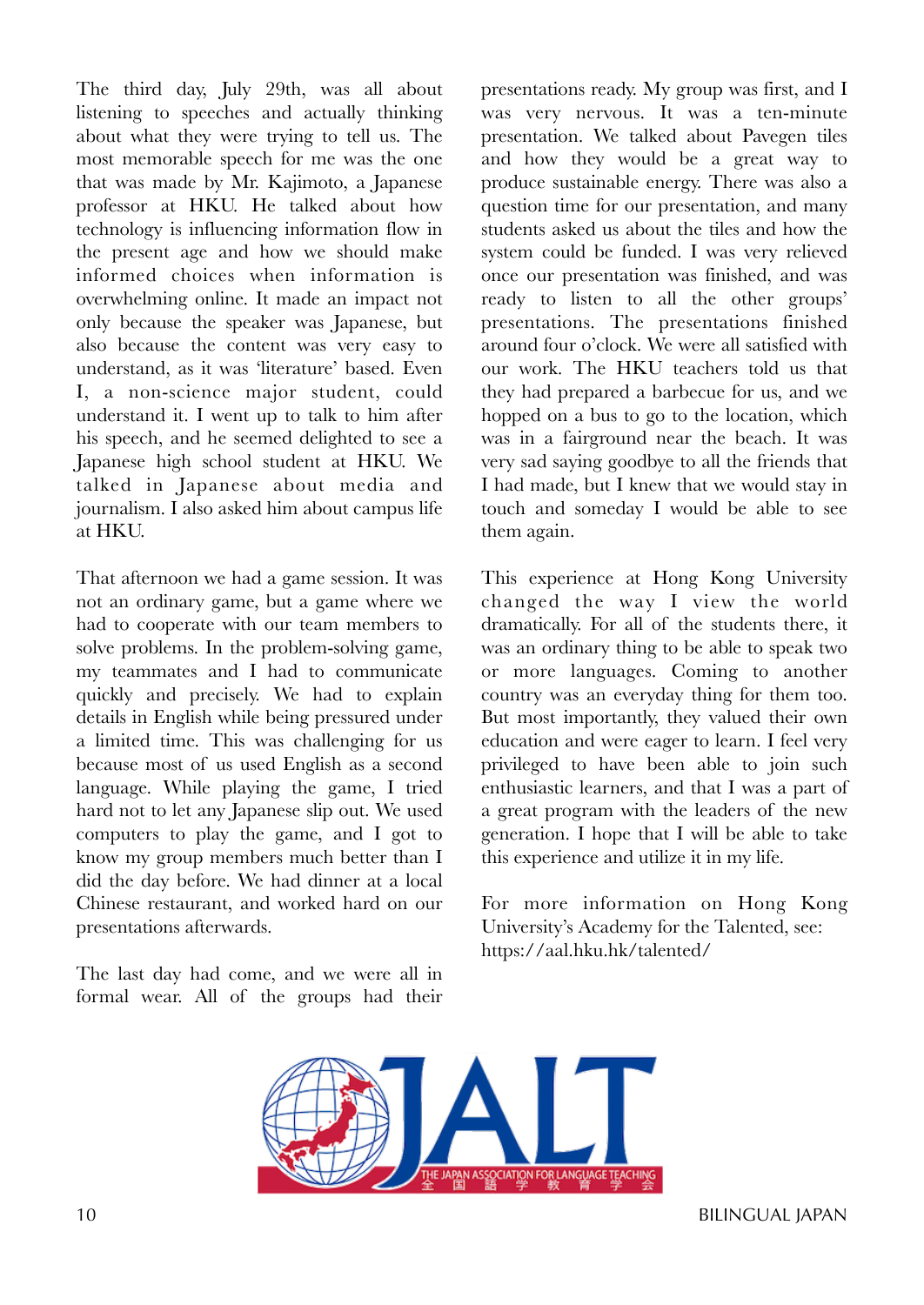The third day, July 29th, was all about listening to speeches and actually thinking about what they were trying to tell us. The most memorable speech for me was the one that was made by Mr. Kajimoto, a Japanese professor at HKU. He talked about how technology is influencing information flow in the present age and how we should make informed choices when information is overwhelming online. It made an impact not only because the speaker was Japanese, but also because the content was very easy to understand, as it was 'literature' based. Even I, a non-science major student, could understand it. I went up to talk to him after his speech, and he seemed delighted to see a Japanese high school student at HKU. We talked in Japanese about media and journalism. I also asked him about campus life at HKU.

That afternoon we had a game session. It was not an ordinary game, but a game where we had to cooperate with our team members to solve problems. In the problem-solving game, my teammates and I had to communicate quickly and precisely. We had to explain details in English while being pressured under a limited time. This was challenging for us because most of us used English as a second language. While playing the game, I tried hard not to let any Japanese slip out. We used computers to play the game, and I got to know my group members much better than I did the day before. We had dinner at a local Chinese restaurant, and worked hard on our presentations afterwards.

The last day had come, and we were all in formal wear. All of the groups had their presentations ready. My group was first, and I was very nervous. It was a ten-minute presentation. We talked about Pavegen tiles and how they would be a great way to produce sustainable energy. There was also a question time for our presentation, and many students asked us about the tiles and how the system could be funded. I was very relieved once our presentation was finished, and was ready to listen to all the other groups' presentations. The presentations finished around four o'clock. We were all satisfied with our work. The HKU teachers told us that they had prepared a barbecue for us, and we hopped on a bus to go to the location, which was in a fairground near the beach. It was very sad saying goodbye to all the friends that I had made, but I knew that we would stay in touch and someday I would be able to see them again.

This experience at Hong Kong University changed the way I view the world dramatically. For all of the students there, it was an ordinary thing to be able to speak two or more languages. Coming to another country was an everyday thing for them too. But most importantly, they valued their own education and were eager to learn. I feel very privileged to have been able to join such enthusiastic learners, and that I was a part of a great program with the leaders of the new generation. I hope that I will be able to take this experience and utilize it in my life.

For more information on Hong Kong University's Academy for the Talented, see: https://aal.hku.hk/talented/

JALT
THE JAPAN ASSOCIATION FOR LANGUAGE TEACHING
全国語学教育学会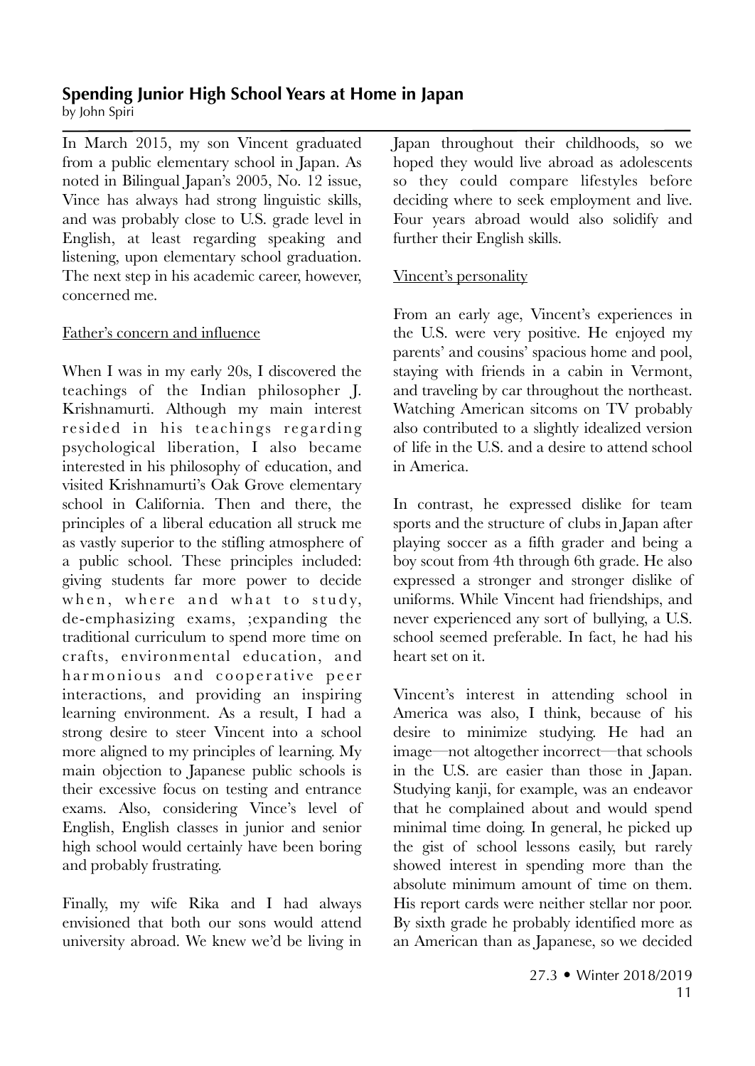# Spending Junior High School Years at Home in Japan

by John Spiri

In March 2015, my son Vincent graduated from a public elementary school in Japan. As noted in Bilingual Japan's 2005, No. 12 issue, Vince has always had strong linguistic skills, and was probably close to U.S. grade level in English, at least regarding speaking and listening, upon elementary school graduation. The next step in his academic career, however, concerned me.

## Father's concern and influence

When I was in my early 20s, I discovered the teachings of the Indian philosopher J. Krishnamurti. Although my main interest resided in his teachings regarding psychological liberation, I also became interested in his philosophy of education, and visited Krishnamurti's Oak Grove elementary school in California. Then and there, the principles of a liberal education all struck me as vastly superior to the stifling atmosphere of a public school. These principles included: giving students far more power to decide when, where and what to study, de-emphasizing exams, ;expanding the traditional curriculum to spend more time on crafts, environmental education, and harmonious and cooperative peer interactions, and providing an inspiring learning environment. As a result, I had a strong desire to steer Vincent into a school more aligned to my principles of learning. My main objection to Japanese public schools is their excessive focus on testing and entrance exams. Also, considering Vince's level of English, English classes in junior and senior high school would certainly have been boring and probably frustrating.

Finally, my wife Rika and I had always envisioned that both our sons would attend university abroad. We knew we'd be living in Japan throughout their childhoods, so we hoped they would live abroad as adolescents so they could compare lifestyles before deciding where to seek employment and live. Four years abroad would also solidify and further their English skills.

## Vincent's personality

From an early age, Vincent's experiences in the U.S. were very positive. He enjoyed my parents' and cousins' spacious home and pool, staying with friends in a cabin in Vermont, and traveling by car throughout the northeast. Watching American sitcoms on TV probably also contributed to a slightly idealized version of life in the U.S. and a desire to attend school in America.

In contrast, he expressed dislike for team sports and the structure of clubs in Japan after playing soccer as a fifth grader and being a boy scout from 4th through 6th grade. He also expressed a stronger and stronger dislike of uniforms. While Vincent had friendships, and never experienced any sort of bullying, a U.S. school seemed preferable. In fact, he had his heart set on it.

Vincent's interest in attending school in America was also, I think, because of his desire to minimize studying. He had an image—not altogether incorrect—that schools in the U.S. are easier than those in Japan. Studying kanji, for example, was an endeavor that he complained about and would spend minimal time doing. In general, he picked up the gist of school lessons easily, but rarely showed interest in spending more than the absolute minimum amount of time on them. His report cards were neither stellar nor poor. By sixth grade he probably identified more as an American than as Japanese, so we decided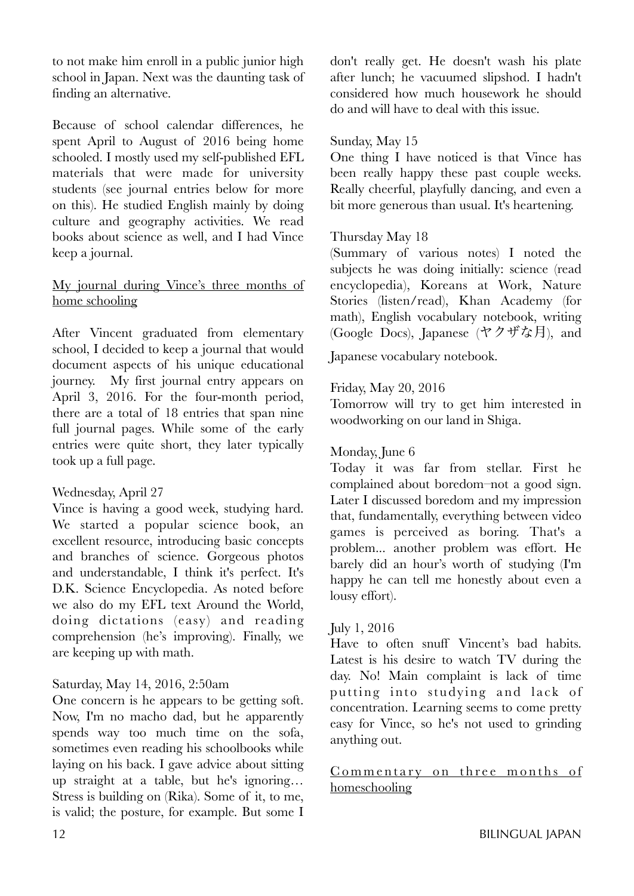to not make him enroll in a public junior high school in Japan. Next was the daunting task of finding an alternative.

Because of school calendar differences, he spent April to August of 2016 being home schooled. I mostly used my self-published EFL materials that were made for university students (see journal entries below for more on this). He studied English mainly by doing culture and geography activities. We read books about science as well, and I had Vince keep a journal.

## My journal during Vince's three months of home schooling

After Vincent graduated from elementary school, I decided to keep a journal that would document aspects of his unique educational journey. My first journal entry appears on April 3, 2016. For the four-month period, there are a total of 18 entries that span nine full journal pages. While some of the early entries were quite short, they later typically took up a full page.

Wednesday, April 27
Vince is having a good week, studying hard. We started a popular science book, an excellent resource, introducing basic concepts and branches of science. Gorgeous photos and understandable, I think it's perfect. It's D.K. Science Encyclopedia. As noted before we also do my EFL text Around the World, doing dictations (easy) and reading comprehension (he's improving). Finally, we are keeping up with math.

Saturday, May 14, 2016, 2:50am
One concern is he appears to be getting soft. Now, I'm no macho dad, but he apparently spends way too much time on the sofa, sometimes even reading his schoolbooks while laying on his back. I gave advice about sitting up straight at a table, but he's ignoring… Stress is building on (Rika). Some of it, to me, is valid; the posture, for example. But some I don't really get. He doesn't wash his plate after lunch; he vacuumed slipshod. I hadn't considered how much housework he should do and will have to deal with this issue.

Sunday, May 15
One thing I have noticed is that Vince has been really happy these past couple weeks. Really cheerful, playfully dancing, and even a bit more generous than usual. It's heartening.

Thursday May 18
(Summary of various notes) I noted the subjects he was doing initially: science (read encyclopedia), Koreans at Work, Nature Stories (listen/read), Khan Academy (for math), English vocabulary notebook, writing (Google Docs), Japanese (ヤクザな月), and Japanese vocabulary notebook.

Friday, May 20, 2016
Tomorrow will try to get him interested in woodworking on our land in Shiga.

Monday, June 6
Today it was far from stellar. First he complained about boredom–not a good sign. Later I discussed boredom and my impression that, fundamentally, everything between video games is perceived as boring. That's a problem... another problem was effort. He barely did an hour's worth of studying (I'm happy he can tell me honestly about even a lousy effort).

July 1, 2016
Have to often snuff Vincent's bad habits. Latest is his desire to watch TV during the day. No! Main complaint is lack of time putting into studying and lack of concentration. Learning seems to come pretty easy for Vince, so he's not used to grinding anything out.

## Commentary on three months of homeschooling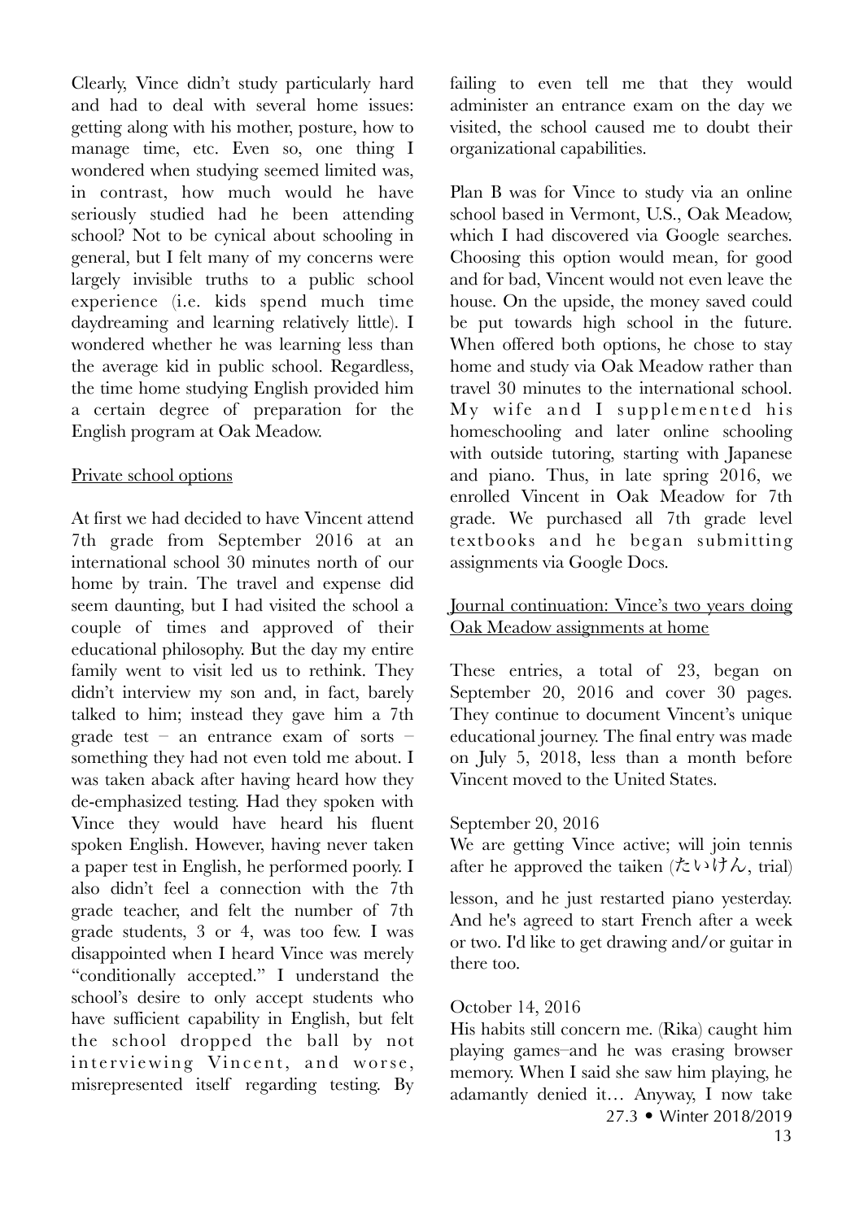Clearly, Vince didn't study particularly hard and had to deal with several home issues: getting along with his mother, posture, how to manage time, etc. Even so, one thing I wondered when studying seemed limited was, in contrast, how much would he have seriously studied had he been attending school? Not to be cynical about schooling in general, but I felt many of my concerns were largely invisible truths to a public school experience (i.e. kids spend much time daydreaming and learning relatively little). I wondered whether he was learning less than the average kid in public school. Regardless, the time home studying English provided him a certain degree of preparation for the English program at Oak Meadow.

<u>Private school options</u>

At first we had decided to have Vincent attend 7th grade from September 2016 at an international school 30 minutes north of our home by train. The travel and expense did seem daunting, but I had visited the school a couple of times and approved of their educational philosophy. But the day my entire family went to visit led us to rethink. They didn't interview my son and, in fact, barely talked to him; instead they gave him a 7th grade test – an entrance exam of sorts – something they had not even told me about. I was taken aback after having heard how they de-emphasized testing. Had they spoken with Vince they would have heard his fluent spoken English. However, having never taken a paper test in English, he performed poorly. I also didn't feel a connection with the 7th grade teacher, and felt the number of 7th grade students, 3 or 4, was too few. I was disappointed when I heard Vince was merely "conditionally accepted." I understand the school's desire to only accept students who have sufficient capability in English, but felt the school dropped the ball by not interviewing Vincent, and worse, misrepresented itself regarding testing. By failing to even tell me that they would administer an entrance exam on the day we visited, the school caused me to doubt their organizational capabilities.

Plan B was for Vince to study via an online school based in Vermont, U.S., Oak Meadow, which I had discovered via Google searches. Choosing this option would mean, for good and for bad, Vincent would not even leave the house. On the upside, the money saved could be put towards high school in the future. When offered both options, he chose to stay home and study via Oak Meadow rather than travel 30 minutes to the international school. My wife and I supplemented his homeschooling and later online schooling with outside tutoring, starting with Japanese and piano. Thus, in late spring 2016, we enrolled Vincent in Oak Meadow for 7th grade. We purchased all 7th grade level textbooks and he began submitting assignments via Google Docs.

<u>Journal continuation: Vince's two years doing Oak Meadow assignments at home</u>

These entries, a total of 23, began on September 20, 2016 and cover 30 pages. They continue to document Vincent's unique educational journey. The final entry was made on July 5, 2018, less than a month before Vincent moved to the United States.

September 20, 2016
We are getting Vince active; will join tennis after he approved the taiken (たいけん, trial) lesson, and he just restarted piano yesterday. And he's agreed to start French after a week or two. I'd like to get drawing and/or guitar in there too.

October 14, 2016
His habits still concern me. (Rika) caught him playing games–and he was erasing browser memory. When I said she saw him playing, he adamantly denied it… Anyway, I now take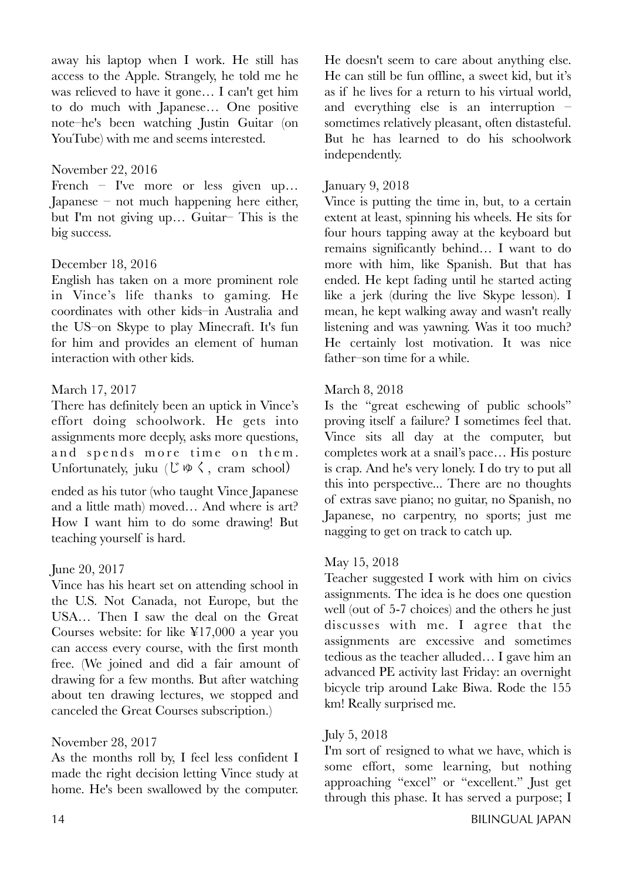away his laptop when I work. He still has access to the Apple. Strangely, he told me he was relieved to have it gone… I can't get him to do much with Japanese… One positive note–he's been watching Justin Guitar (on YouTube) with me and seems interested.

November 22, 2016
French – I've more or less given up… Japanese – not much happening here either, but I'm not giving up… Guitar– This is the big success.

December 18, 2016
English has taken on a more prominent role in Vince's life thanks to gaming. He coordinates with other kids–in Australia and the US–on Skype to play Minecraft. It's fun for him and provides an element of human interaction with other kids.

March 17, 2017
There has definitely been an uptick in Vince's effort doing schoolwork. He gets into assignments more deeply, asks more questions, and spends more time on them. Unfortunately, juku (じゅく, cram school) ended as his tutor (who taught Vince Japanese and a little math) moved… And where is art? How I want him to do some drawing! But teaching yourself is hard.

June 20, 2017
Vince has his heart set on attending school in the U.S. Not Canada, not Europe, but the USA… Then I saw the deal on the Great Courses website: for like ¥17,000 a year you can access every course, with the first month free. (We joined and did a fair amount of drawing for a few months. But after watching about ten drawing lectures, we stopped and canceled the Great Courses subscription.)

November 28, 2017
As the months roll by, I feel less confident I made the right decision letting Vince study at home. He's been swallowed by the computer. He doesn't seem to care about anything else. He can still be fun offline, a sweet kid, but it's as if he lives for a return to his virtual world, and everything else is an interruption – sometimes relatively pleasant, often distasteful. But he has learned to do his schoolwork independently.

January 9, 2018
Vince is putting the time in, but, to a certain extent at least, spinning his wheels. He sits for four hours tapping away at the keyboard but remains significantly behind… I want to do more with him, like Spanish. But that has ended. He kept fading until he started acting like a jerk (during the live Skype lesson). I mean, he kept walking away and wasn't really listening and was yawning. Was it too much? He certainly lost motivation. It was nice father–son time for a while.

March 8, 2018
Is the "great eschewing of public schools" proving itself a failure? I sometimes feel that. Vince sits all day at the computer, but completes work at a snail's pace… His posture is crap. And he's very lonely. I do try to put all this into perspective... There are no thoughts of extras save piano; no guitar, no Spanish, no Japanese, no carpentry, no sports; just me nagging to get on track to catch up.

May 15, 2018
Teacher suggested I work with him on civics assignments. The idea is he does one question well (out of 5-7 choices) and the others he just discusses with me. I agree that the assignments are excessive and sometimes tedious as the teacher alluded… I gave him an advanced PE activity last Friday: an overnight bicycle trip around Lake Biwa. Rode the 155 km! Really surprised me.

July 5, 2018
I'm sort of resigned to what we have, which is some effort, some learning, but nothing approaching "excel" or "excellent." Just get through this phase. It has served a purpose; I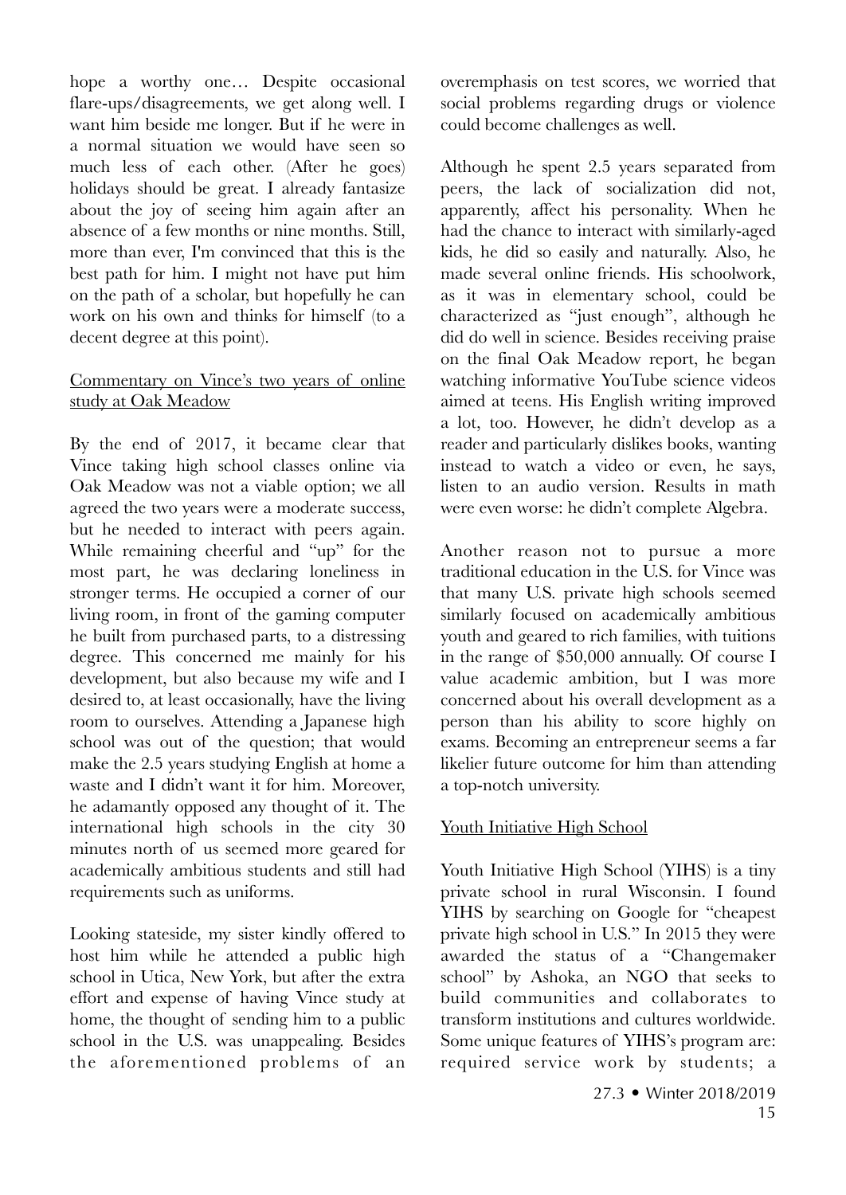hope a worthy one… Despite occasional flare-ups/disagreements, we get along well. I want him beside me longer. But if he were in a normal situation we would have seen so much less of each other. (After he goes) holidays should be great. I already fantasize about the joy of seeing him again after an absence of a few months or nine months. Still, more than ever, I'm convinced that this is the best path for him. I might not have put him on the path of a scholar, but hopefully he can work on his own and thinks for himself (to a decent degree at this point).

### Commentary on Vince's two years of online study at Oak Meadow

By the end of 2017, it became clear that Vince taking high school classes online via Oak Meadow was not a viable option; we all agreed the two years were a moderate success, but he needed to interact with peers again. While remaining cheerful and "up" for the most part, he was declaring loneliness in stronger terms. He occupied a corner of our living room, in front of the gaming computer he built from purchased parts, to a distressing degree. This concerned me mainly for his development, but also because my wife and I desired to, at least occasionally, have the living room to ourselves. Attending a Japanese high school was out of the question; that would make the 2.5 years studying English at home a waste and I didn't want it for him. Moreover, he adamantly opposed any thought of it. The international high schools in the city 30 minutes north of us seemed more geared for academically ambitious students and still had requirements such as uniforms.

Looking stateside, my sister kindly offered to host him while he attended a public high school in Utica, New York, but after the extra effort and expense of having Vince study at home, the thought of sending him to a public school in the U.S. was unappealing. Besides the aforementioned problems of an overemphasis on test scores, we worried that social problems regarding drugs or violence could become challenges as well.

Although he spent 2.5 years separated from peers, the lack of socialization did not, apparently, affect his personality. When he had the chance to interact with similarly-aged kids, he did so easily and naturally. Also, he made several online friends. His schoolwork, as it was in elementary school, could be characterized as "just enough", although he did do well in science. Besides receiving praise on the final Oak Meadow report, he began watching informative YouTube science videos aimed at teens. His English writing improved a lot, too. However, he didn't develop as a reader and particularly dislikes books, wanting instead to watch a video or even, he says, listen to an audio version. Results in math were even worse: he didn't complete Algebra.

Another reason not to pursue a more traditional education in the U.S. for Vince was that many U.S. private high schools seemed similarly focused on academically ambitious youth and geared to rich families, with tuitions in the range of $50,000 annually. Of course I value academic ambition, but I was more concerned about his overall development as a person than his ability to score highly on exams. Becoming an entrepreneur seems a far likelier future outcome for him than attending a top-notch university.

### Youth Initiative High School

Youth Initiative High School (YIHS) is a tiny private school in rural Wisconsin. I found YIHS by searching on Google for "cheapest private high school in U.S." In 2015 they were awarded the status of a "Changemaker school" by Ashoka, an NGO that seeks to build communities and collaborates to transform institutions and cultures worldwide. Some unique features of YIHS's program are: required service work by students; a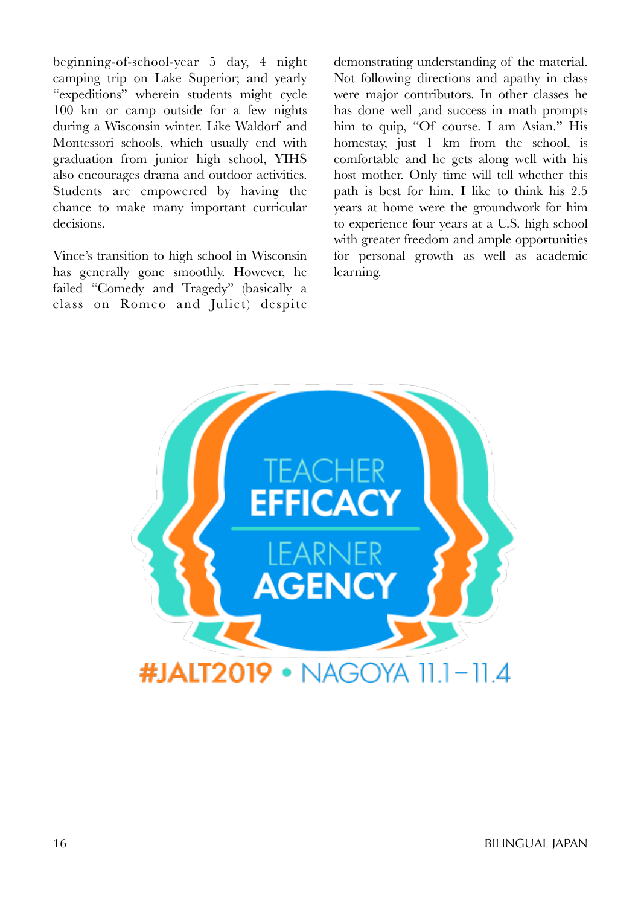beginning-of-school-year 5 day, 4 night camping trip on Lake Superior; and yearly "expeditions" wherein students might cycle 100 km or camp outside for a few nights during a Wisconsin winter. Like Waldorf and Montessori schools, which usually end with graduation from junior high school, YIHS also encourages drama and outdoor activities. Students are empowered by having the chance to make many important curricular decisions.

Vince's transition to high school in Wisconsin has generally gone smoothly. However, he failed "Comedy and Tragedy" (basically a class on Romeo and Juliet) despite demonstrating understanding of the material. Not following directions and apathy in class were major contributors. In other classes he has done well ,and success in math prompts him to quip, "Of course. I am Asian." His homestay, just 1 km from the school, is comfortable and he gets along well with his host mother. Only time will tell whether this path is best for him. I like to think his 2.5 years at home were the groundwork for him to experience four years at a U.S. high school with greater freedom and ample opportunities for personal growth as well as academic learning.

TEACHER EFFICACY
LEARNER AGENCY
#JALT2019 • NAGOYA 11.1–11.4